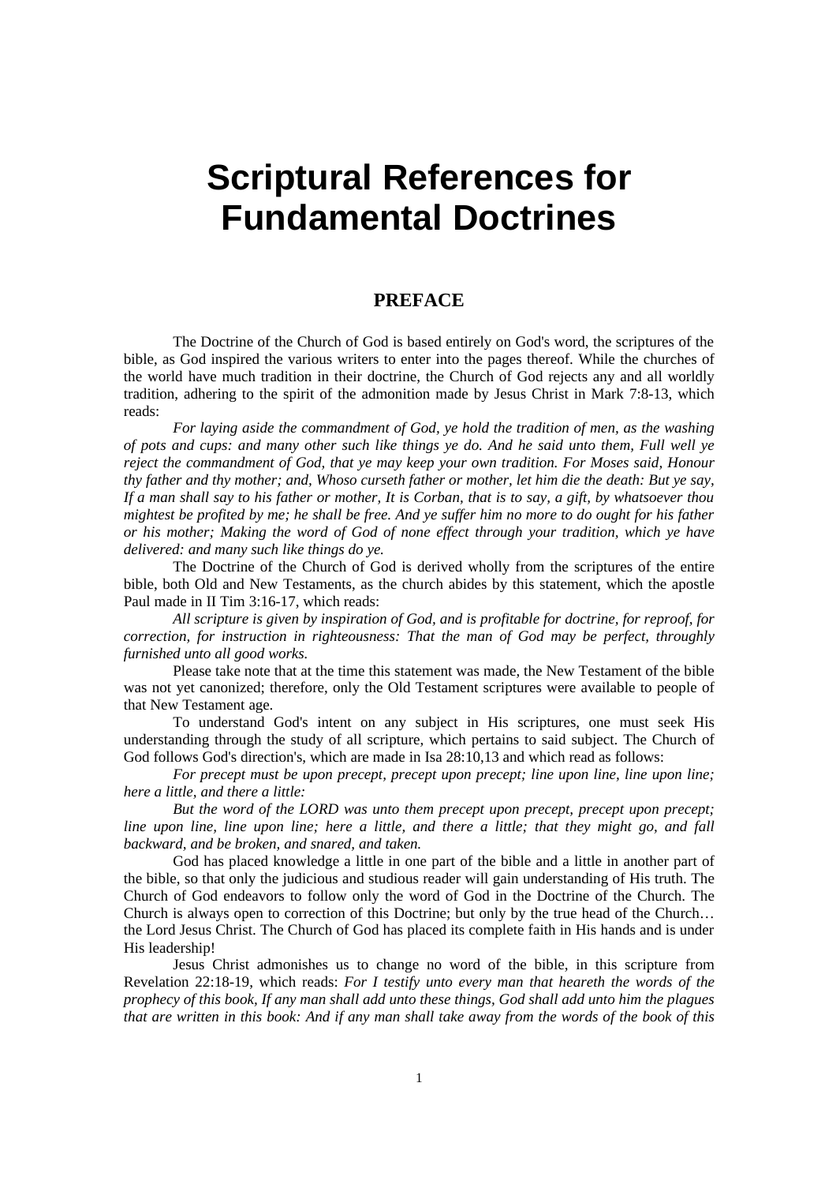# Scriptural References for Fundamental Doctrines

## PREFACE

The Doctrine of the Church of God is based entirely on God's word, the scriptures of the bible, as God inspired the various writers to enter into the pages thereof. While the churches of the world have much tradition in their doctrine, the Church of God rejects any and all worldly tradition, adhering to the spirit of the admonition made by Jesus Christ in Mark 7:8-13, which reads:

*For laying aside the commandment of God, ye hold the tradition of men, as the washing of pots and cups: and many other such like things ye do. And he said unto them, Full well ye reject the commandment of God, that ye may keep your own tradition. For Moses said, Honour thy father and thy mother; and, Whoso curseth father or mother, let him die the death: But ye say, If a man shall say to his father or mother, It is Corban, that is to say, a gift, by whatsoever thou mightest be profited by me; he shall be free. And ye suffer him no more to do ought for his father or his mother; Making the word of God of none effect through your tradition, which ye have delivered: and many such like things do ye.*

The Doctrine of the Church of God is derived wholly from the scriptures of the entire bible, both Old and New Testaments, as the church abides by this statement, which the apostle Paul made in II Tim 3:16-17, which reads:

*All scripture is given by inspiration of God, and is profitable for doctrine, for reproof, for correction, for instruction in righteousness: That the man of God may be perfect, throughly furnished unto all good works.*

Please take note that at the time this statement was made, the New Testament of the bible was not yet canonized; therefore, only the Old Testament scriptures were available to people of that New Testament age.

To understand God's intent on any subject in His scriptures, one must seek His understanding through the study of all scripture, which pertains to said subject. The Church of God follows God's direction's, which are made in Isa 28:10,13 and which read as follows:

*For precept must be upon precept, precept upon precept; line upon line, line upon line; here a little, and there a little:*

*But the word of the LORD was unto them precept upon precept, precept upon precept; line upon line, line upon line; here a little, and there a little; that they might go, and fall backward, and be broken, and snared, and taken.*

God has placed knowledge a little in one part of the bible and a little in another part of the bible, so that only the judicious and studious reader will gain understanding of His truth. The Church of God endeavors to follow only the word of God in the Doctrine of the Church. The Church is always open to correction of this Doctrine; but only by the true head of the Church… the Lord Jesus Christ. The Church of God has placed its complete faith in His hands and is under His leadership!

Jesus Christ admonishes us to change no word of the bible, in this scripture from Revelation 22:18-19, which reads: *For I testify unto every man that heareth the words of the prophecy of this book, If any man shall add unto these things, God shall add unto him the plagues that are written in this book: And if any man shall take away from the words of the book of this*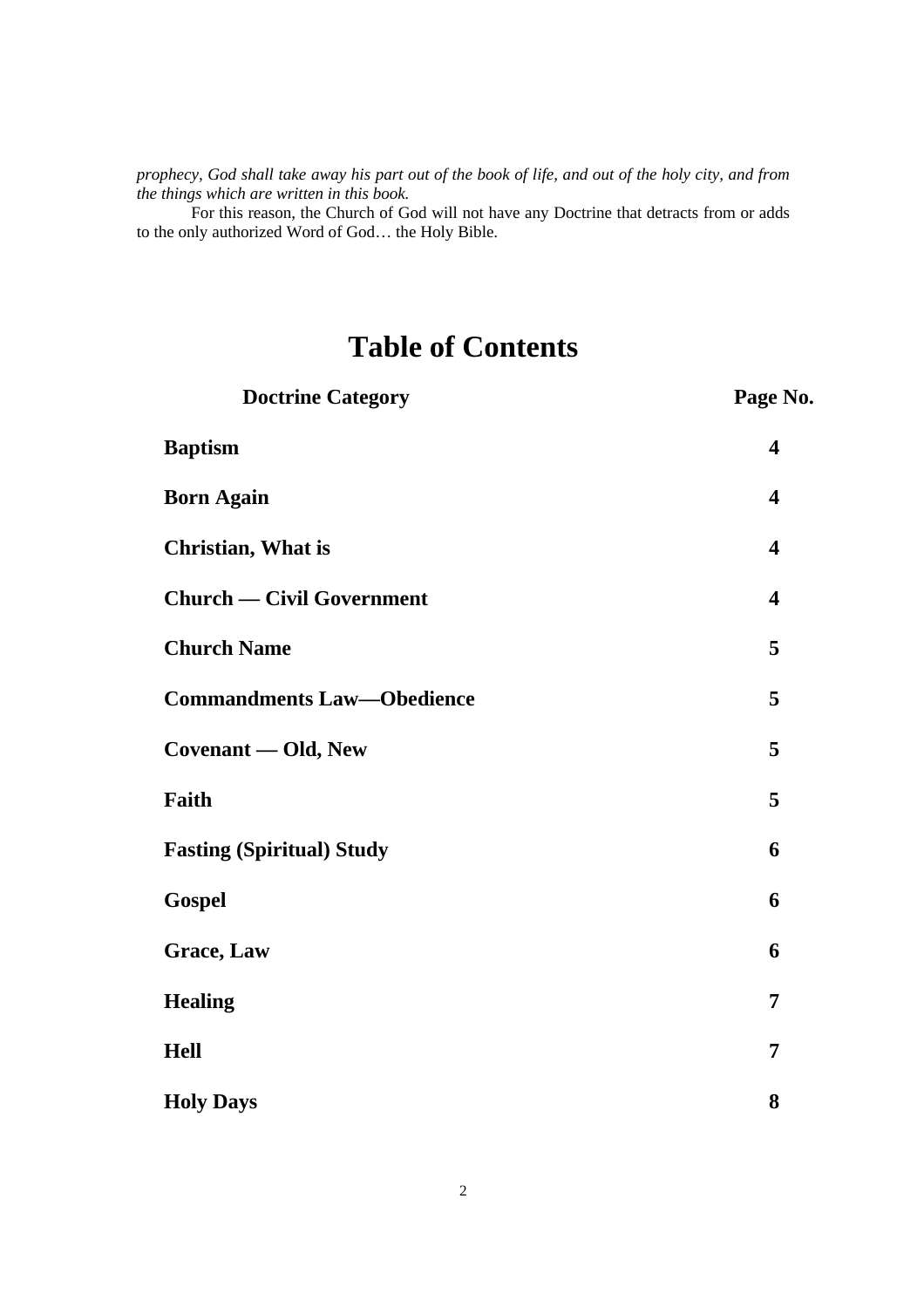*prophecy, God shall take away his part out of the book of life, and out of the holy city, and from the things which are written in this book.*

For this reason, the Church of God will not have any Doctrine that detracts from or adds to the only authorized Word of God… the Holy Bible.

# Table of Contents

| **Doctrine Category** | **Page No.** |
|---|---|
| **Baptism** | **4** |
| **Born Again** | **4** |
| **Christian, What is** | **4** |
| **Church — Civil Government** | **4** |
| **Church Name** | **5** |
| **Commandments Law—Obedience** | **5** |
| **Covenant — Old, New** | **5** |
| **Faith** | **5** |
| **Fasting (Spiritual) Study** | **6** |
| **Gospel** | **6** |
| **Grace, Law** | **6** |
| **Healing** | **7** |
| **Hell** | **7** |
| **Holy Days** | **8** |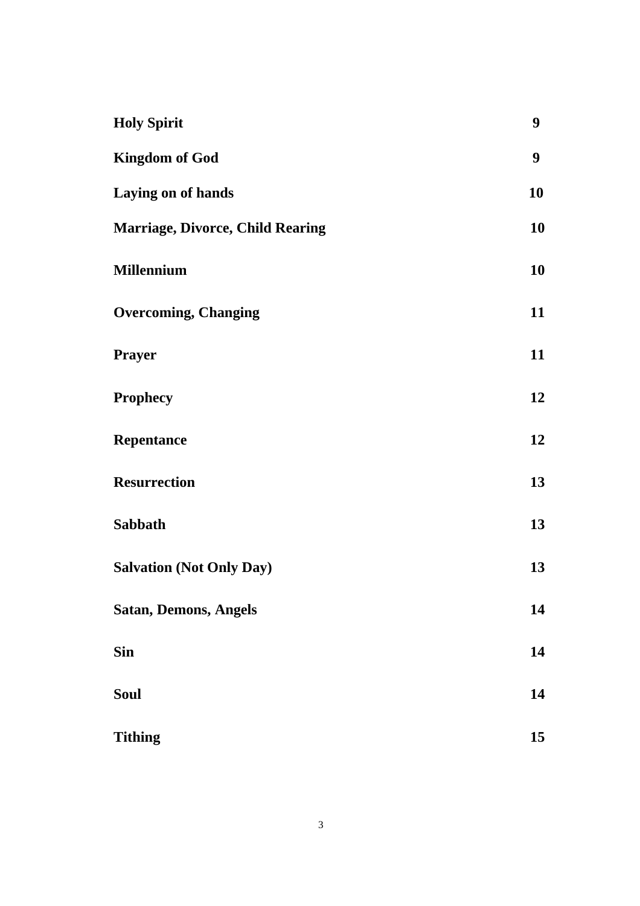| | |
|---|---|
| **Holy Spirit** | **9** |
| **Kingdom of God** | **9** |
| **Laying on of hands** | **10** |
| **Marriage, Divorce, Child Rearing** | **10** |
| **Millennium** | **10** |
| **Overcoming, Changing** | **11** |
| **Prayer** | **11** |
| **Prophecy** | **12** |
| **Repentance** | **12** |
| **Resurrection** | **13** |
| **Sabbath** | **13** |
| **Salvation (Not Only Day)** | **13** |
| **Satan, Demons, Angels** | **14** |
| **Sin** | **14** |
| **Soul** | **14** |
| **Tithing** | **15** |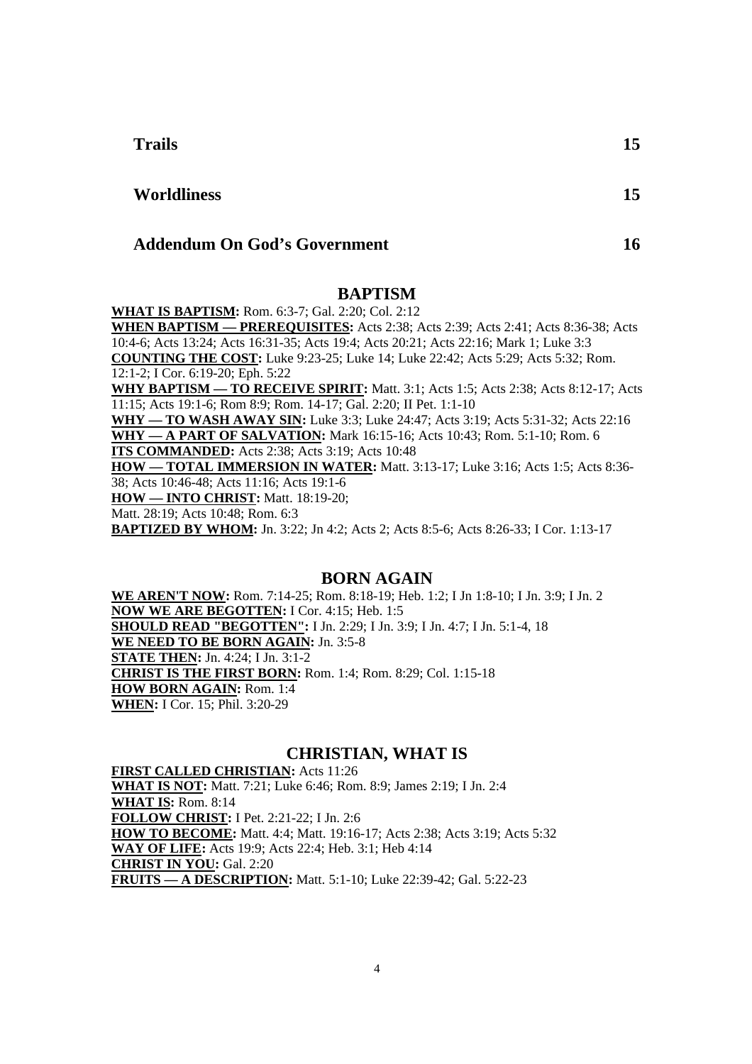| | |
|---|---|
| **Trails** | **15** |
| **Worldliness** | **15** |
| **Addendum On God's Government** | **16** |

## BAPTISM

**WHAT IS BAPTISM:** Rom. 6:3-7; Gal. 2:20; Col. 2:12
**WHEN BAPTISM — PREREQUISITES:** Acts 2:38; Acts 2:39; Acts 2:41; Acts 8:36-38; Acts 10:4-6; Acts 13:24; Acts 16:31-35; Acts 19:4; Acts 20:21; Acts 22:16; Mark 1; Luke 3:3
**COUNTING THE COST:** Luke 9:23-25; Luke 14; Luke 22:42; Acts 5:29; Acts 5:32; Rom. 12:1-2; I Cor. 6:19-20; Eph. 5:22
**WHY BAPTISM — TO RECEIVE SPIRIT:** Matt. 3:1; Acts 1:5; Acts 2:38; Acts 8:12-17; Acts 11:15; Acts 19:1-6; Rom 8:9; Rom. 14-17; Gal. 2:20; II Pet. 1:1-10
**WHY — TO WASH AWAY SIN:** Luke 3:3; Luke 24:47; Acts 3:19; Acts 5:31-32; Acts 22:16
**WHY — A PART OF SALVATION:** Mark 16:15-16; Acts 10:43; Rom. 5:1-10; Rom. 6
**ITS COMMANDED:** Acts 2:38; Acts 3:19; Acts 10:48
**HOW — TOTAL IMMERSION IN WATER:** Matt. 3:13-17; Luke 3:16; Acts 1:5; Acts 8:36-38; Acts 10:46-48; Acts 11:16; Acts 19:1-6
**HOW — INTO CHRIST:** Matt. 18:19-20;
Matt. 28:19; Acts 10:48; Rom. 6:3
**BAPTIZED BY WHOM:** Jn. 3:22; Jn 4:2; Acts 2; Acts 8:5-6; Acts 8:26-33; I Cor. 1:13-17

## BORN AGAIN

**WE AREN'T NOW:** Rom. 7:14-25; Rom. 8:18-19; Heb. 1:2; I Jn 1:8-10; I Jn. 3:9; I Jn. 2
**NOW WE ARE BEGOTTEN:** I Cor. 4:15; Heb. 1:5
**SHOULD READ "BEGOTTEN":** I Jn. 2:29; I Jn. 3:9; I Jn. 4:7; I Jn. 5:1-4, 18
**WE NEED TO BE BORN AGAIN:** Jn. 3:5-8
**STATE THEN:** Jn. 4:24; I Jn. 3:1-2
**CHRIST IS THE FIRST BORN:** Rom. 1:4; Rom. 8:29; Col. 1:15-18
**HOW BORN AGAIN:** Rom. 1:4
**WHEN:** I Cor. 15; Phil. 3:20-29

## CHRISTIAN, WHAT IS

**FIRST CALLED CHRISTIAN:** Acts 11:26
**WHAT IS NOT:** Matt. 7:21; Luke 6:46; Rom. 8:9; James 2:19; I Jn. 2:4
**WHAT IS:** Rom. 8:14
**FOLLOW CHRIST:** I Pet. 2:21-22; I Jn. 2:6
**HOW TO BECOME:** Matt. 4:4; Matt. 19:16-17; Acts 2:38; Acts 3:19; Acts 5:32
**WAY OF LIFE:** Acts 19:9; Acts 22:4; Heb. 3:1; Heb 4:14
**CHRIST IN YOU:** Gal. 2:20
**FRUITS — A DESCRIPTION:** Matt. 5:1-10; Luke 22:39-42; Gal. 5:22-23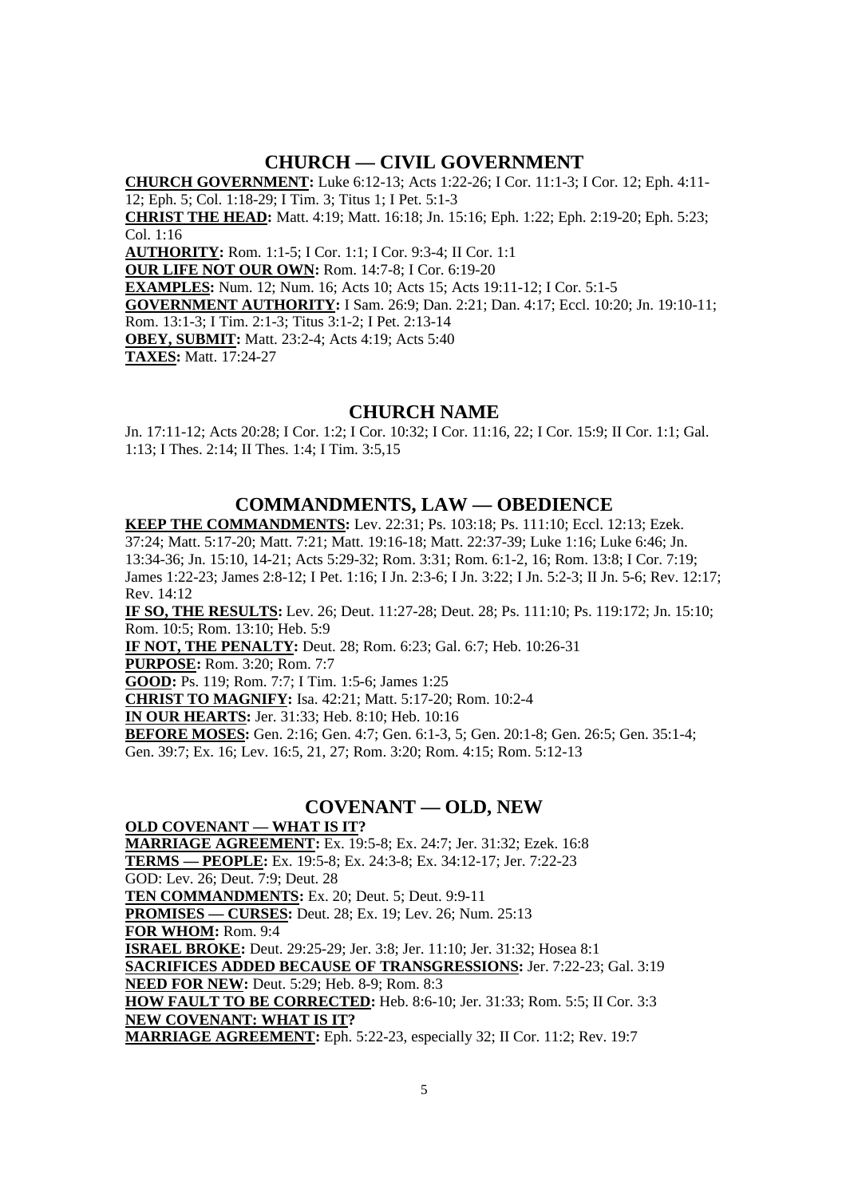## CHURCH — CIVIL GOVERNMENT

**CHURCH GOVERNMENT:** Luke 6:12-13; Acts 1:22-26; I Cor. 11:1-3; I Cor. 12; Eph. 4:11-12; Eph. 5; Col. 1:18-29; I Tim. 3; Titus 1; I Pet. 5:1-3
**CHRIST THE HEAD:** Matt. 4:19; Matt. 16:18; Jn. 15:16; Eph. 1:22; Eph. 2:19-20; Eph. 5:23; Col. 1:16
**AUTHORITY:** Rom. 1:1-5; I Cor. 1:1; I Cor. 9:3-4; II Cor. 1:1
**OUR LIFE NOT OUR OWN:** Rom. 14:7-8; I Cor. 6:19-20
**EXAMPLES:** Num. 12; Num. 16; Acts 10; Acts 15; Acts 19:11-12; I Cor. 5:1-5
**GOVERNMENT AUTHORITY:** I Sam. 26:9; Dan. 2:21; Dan. 4:17; Eccl. 10:20; Jn. 19:10-11; Rom. 13:1-3; I Tim. 2:1-3; Titus 3:1-2; I Pet. 2:13-14
**OBEY, SUBMIT:** Matt. 23:2-4; Acts 4:19; Acts 5:40
**TAXES:** Matt. 17:24-27

## CHURCH NAME

Jn. 17:11-12; Acts 20:28; I Cor. 1:2; I Cor. 10:32; I Cor. 11:16, 22; I Cor. 15:9; II Cor. 1:1; Gal. 1:13; I Thes. 2:14; II Thes. 1:4; I Tim. 3:5,15

## COMMANDMENTS, LAW — OBEDIENCE

**KEEP THE COMMANDMENTS:** Lev. 22:31; Ps. 103:18; Ps. 111:10; Eccl. 12:13; Ezek. 37:24; Matt. 5:17-20; Matt. 7:21; Matt. 19:16-18; Matt. 22:37-39; Luke 1:16; Luke 6:46; Jn. 13:34-36; Jn. 15:10, 14-21; Acts 5:29-32; Rom. 3:31; Rom. 6:1-2, 16; Rom. 13:8; I Cor. 7:19; James 1:22-23; James 2:8-12; I Pet. 1:16; I Jn. 2:3-6; I Jn. 3:22; I Jn. 5:2-3; II Jn. 5-6; Rev. 12:17; Rev. 14:12
**IF SO, THE RESULTS:** Lev. 26; Deut. 11:27-28; Deut. 28; Ps. 111:10; Ps. 119:172; Jn. 15:10; Rom. 10:5; Rom. 13:10; Heb. 5:9
**IF NOT, THE PENALTY:** Deut. 28; Rom. 6:23; Gal. 6:7; Heb. 10:26-31
**PURPOSE:** Rom. 3:20; Rom. 7:7
**GOOD:** Ps. 119; Rom. 7:7; I Tim. 1:5-6; James 1:25
**CHRIST TO MAGNIFY:** Isa. 42:21; Matt. 5:17-20; Rom. 10:2-4
**IN OUR HEARTS:** Jer. 31:33; Heb. 8:10; Heb. 10:16
**BEFORE MOSES:** Gen. 2:16; Gen. 4:7; Gen. 6:1-3, 5; Gen. 20:1-8; Gen. 26:5; Gen. 35:1-4; Gen. 39:7; Ex. 16; Lev. 16:5, 21, 27; Rom. 3:20; Rom. 4:15; Rom. 5:12-13

## COVENANT — OLD, NEW

**OLD COVENANT — WHAT IS IT?**
**MARRIAGE AGREEMENT:** Ex. 19:5-8; Ex. 24:7; Jer. 31:32; Ezek. 16:8
**TERMS — PEOPLE:** Ex. 19:5-8; Ex. 24:3-8; Ex. 34:12-17; Jer. 7:22-23
GOD: Lev. 26; Deut. 7:9; Deut. 28
**TEN COMMANDMENTS:** Ex. 20; Deut. 5; Deut. 9:9-11
**PROMISES — CURSES:** Deut. 28; Ex. 19; Lev. 26; Num. 25:13
**FOR WHOM:** Rom. 9:4
**ISRAEL BROKE:** Deut. 29:25-29; Jer. 3:8; Jer. 11:10; Jer. 31:32; Hosea 8:1
**SACRIFICES ADDED BECAUSE OF TRANSGRESSIONS:** Jer. 7:22-23; Gal. 3:19
**NEED FOR NEW:** Deut. 5:29; Heb. 8-9; Rom. 8:3
**HOW FAULT TO BE CORRECTED:** Heb. 8:6-10; Jer. 31:33; Rom. 5:5; II Cor. 3:3
**NEW COVENANT: WHAT IS IT?**
**MARRIAGE AGREEMENT:** Eph. 5:22-23, especially 32; II Cor. 11:2; Rev. 19:7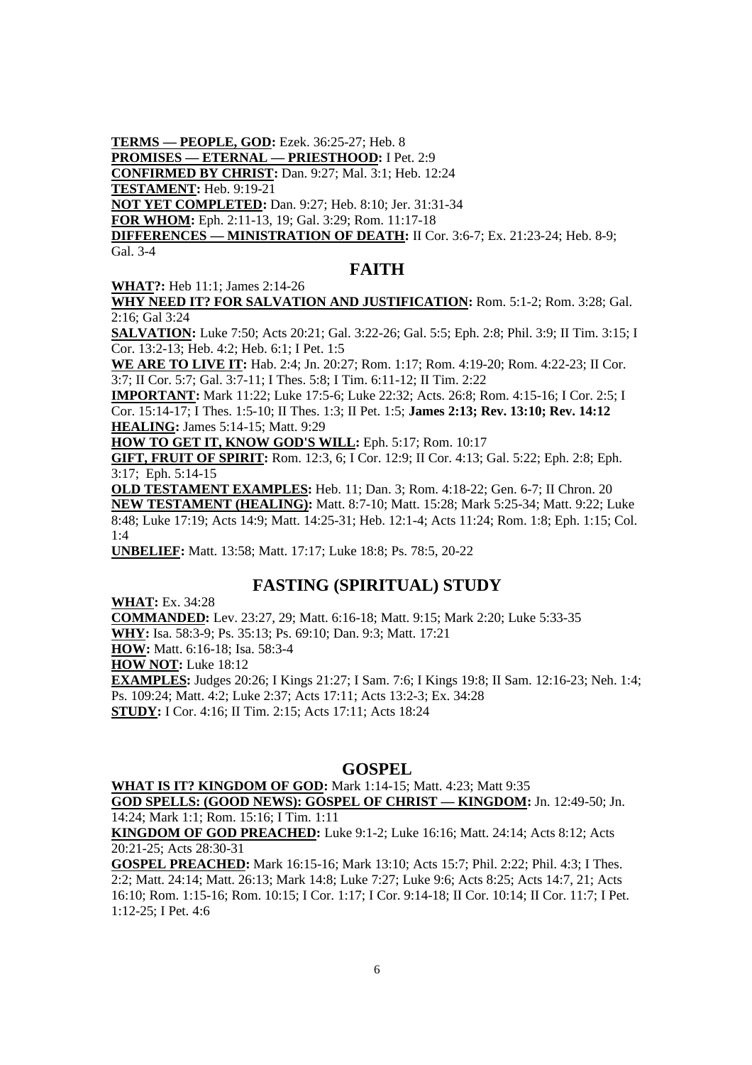**TERMS — PEOPLE, GOD:** Ezek. 36:25-27; Heb. 8
**PROMISES — ETERNAL — PRIESTHOOD:** I Pet. 2:9
**CONFIRMED BY CHRIST:** Dan. 9:27; Mal. 3:1; Heb. 12:24
**TESTAMENT:** Heb. 9:19-21
**NOT YET COMPLETED:** Dan. 9:27; Heb. 8:10; Jer. 31:31-34
**FOR WHOM:** Eph. 2:11-13, 19; Gal. 3:29; Rom. 11:17-18
**DIFFERENCES — MINISTRATION OF DEATH:** II Cor. 3:6-7; Ex. 21:23-24; Heb. 8-9; Gal. 3-4

## FAITH

**WHAT?:** Heb 11:1; James 2:14-26
**WHY NEED IT? FOR SALVATION AND JUSTIFICATION:** Rom. 5:1-2; Rom. 3:28; Gal. 2:16; Gal 3:24
**SALVATION:** Luke 7:50; Acts 20:21; Gal. 3:22-26; Gal. 5:5; Eph. 2:8; Phil. 3:9; II Tim. 3:15; I Cor. 13:2-13; Heb. 4:2; Heb. 6:1; I Pet. 1:5
**WE ARE TO LIVE IT:** Hab. 2:4; Jn. 20:27; Rom. 1:17; Rom. 4:19-20; Rom. 4:22-23; II Cor. 3:7; II Cor. 5:7; Gal. 3:7-11; I Thes. 5:8; I Tim. 6:11-12; II Tim. 2:22
**IMPORTANT:** Mark 11:22; Luke 17:5-6; Luke 22:32; Acts. 26:8; Rom. 4:15-16; I Cor. 2:5; I Cor. 15:14-17; I Thes. 1:5-10; II Thes. 1:3; II Pet. 1:5; **James 2:13; Rev. 13:10; Rev. 14:12**
**HEALING:** James 5:14-15; Matt. 9:29
**HOW TO GET IT, KNOW GOD'S WILL:** Eph. 5:17; Rom. 10:17
**GIFT, FRUIT OF SPIRIT:** Rom. 12:3, 6; I Cor. 12:9; II Cor. 4:13; Gal. 5:22; Eph. 2:8; Eph. 3:17; Eph. 5:14-15
**OLD TESTAMENT EXAMPLES:** Heb. 11; Dan. 3; Rom. 4:18-22; Gen. 6-7; II Chron. 20
**NEW TESTAMENT (HEALING):** Matt. 8:7-10; Matt. 15:28; Mark 5:25-34; Matt. 9:22; Luke 8:48; Luke 17:19; Acts 14:9; Matt. 14:25-31; Heb. 12:1-4; Acts 11:24; Rom. 1:8; Eph. 1:15; Col. 1:4
**UNBELIEF:** Matt. 13:58; Matt. 17:17; Luke 18:8; Ps. 78:5, 20-22

## FASTING (SPIRITUAL) STUDY

**WHAT:** Ex. 34:28
**COMMANDED:** Lev. 23:27, 29; Matt. 6:16-18; Matt. 9:15; Mark 2:20; Luke 5:33-35
**WHY:** Isa. 58:3-9; Ps. 35:13; Ps. 69:10; Dan. 9:3; Matt. 17:21
**HOW:** Matt. 6:16-18; Isa. 58:3-4
**HOW NOT:** Luke 18:12
**EXAMPLES:** Judges 20:26; I Kings 21:27; I Sam. 7:6; I Kings 19:8; II Sam. 12:16-23; Neh. 1:4; Ps. 109:24; Matt. 4:2; Luke 2:37; Acts 17:11; Acts 13:2-3; Ex. 34:28
**STUDY:** I Cor. 4:16; II Tim. 2:15; Acts 17:11; Acts 18:24

## GOSPEL

**WHAT IS IT? KINGDOM OF GOD:** Mark 1:14-15; Matt. 4:23; Matt 9:35
**GOD SPELLS: (GOOD NEWS): GOSPEL OF CHRIST — KINGDOM:** Jn. 12:49-50; Jn. 14:24; Mark 1:1; Rom. 15:16; I Tim. 1:11
**KINGDOM OF GOD PREACHED:** Luke 9:1-2; Luke 16:16; Matt. 24:14; Acts 8:12; Acts 20:21-25; Acts 28:30-31
**GOSPEL PREACHED:** Mark 16:15-16; Mark 13:10; Acts 15:7; Phil. 2:22; Phil. 4:3; I Thes. 2:2; Matt. 24:14; Matt. 26:13; Mark 14:8; Luke 7:27; Luke 9:6; Acts 8:25; Acts 14:7, 21; Acts 16:10; Rom. 1:15-16; Rom. 10:15; I Cor. 1:17; I Cor. 9:14-18; II Cor. 10:14; II Cor. 11:7; I Pet. 1:12-25; I Pet. 4:6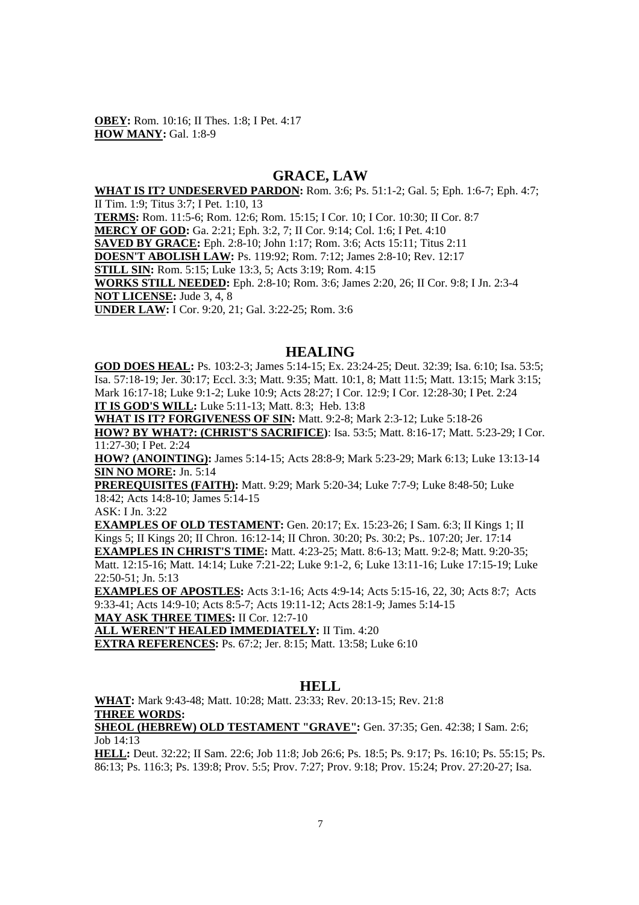**OBEY:** Rom. 10:16; II Thes. 1:8; I Pet. 4:17
**HOW MANY:** Gal. 1:8-9

## GRACE, LAW

**WHAT IS IT? UNDESERVED PARDON:** Rom. 3:6; Ps. 51:1-2; Gal. 5; Eph. 1:6-7; Eph. 4:7; II Tim. 1:9; Titus 3:7; I Pet. 1:10, 13
**TERMS:** Rom. 11:5-6; Rom. 12:6; Rom. 15:15; I Cor. 10; I Cor. 10:30; II Cor. 8:7
**MERCY OF GOD:** Ga. 2:21; Eph. 3:2, 7; II Cor. 9:14; Col. 1:6; I Pet. 4:10
**SAVED BY GRACE:** Eph. 2:8-10; John 1:17; Rom. 3:6; Acts 15:11; Titus 2:11
**DOESN'T ABOLISH LAW:** Ps. 119:92; Rom. 7:12; James 2:8-10; Rev. 12:17
**STILL SIN:** Rom. 5:15; Luke 13:3, 5; Acts 3:19; Rom. 4:15
**WORKS STILL NEEDED:** Eph. 2:8-10; Rom. 3:6; James 2:20, 26; II Cor. 9:8; I Jn. 2:3-4
**NOT LICENSE:** Jude 3, 4, 8
**UNDER LAW:** I Cor. 9:20, 21; Gal. 3:22-25; Rom. 3:6

## HEALING

**GOD DOES HEAL:** Ps. 103:2-3; James 5:14-15; Ex. 23:24-25; Deut. 32:39; Isa. 6:10; Isa. 53:5; Isa. 57:18-19; Jer. 30:17; Eccl. 3:3; Matt. 9:35; Matt. 10:1, 8; Matt 11:5; Matt. 13:15; Mark 3:15; Mark 16:17-18; Luke 9:1-2; Luke 10:9; Acts 28:27; I Cor. 12:9; I Cor. 12:28-30; I Pet. 2:24
**IT IS GOD'S WILL:** Luke 5:11-13; Matt. 8:3; Heb. 13:8
**WHAT IS IT? FORGIVENESS OF SIN:** Matt. 9:2-8; Mark 2:3-12; Luke 5:18-26
**HOW? BY WHAT?: (CHRIST'S SACRIFICE)**: Isa. 53:5; Matt. 8:16-17; Matt. 5:23-29; I Cor. 11:27-30; I Pet. 2:24
**HOW? (ANOINTING):** James 5:14-15; Acts 28:8-9; Mark 5:23-29; Mark 6:13; Luke 13:13-14
**SIN NO MORE:** Jn. 5:14
**PREREQUISITES (FAITH):** Matt. 9:29; Mark 5:20-34; Luke 7:7-9; Luke 8:48-50; Luke 18:42; Acts 14:8-10; James 5:14-15
ASK: I Jn. 3:22
**EXAMPLES OF OLD TESTAMENT:** Gen. 20:17; Ex. 15:23-26; I Sam. 6:3; II Kings 1; II Kings 5; II Kings 20; II Chron. 16:12-14; II Chron. 30:20; Ps. 30:2; Ps.. 107:20; Jer. 17:14
**EXAMPLES IN CHRIST'S TIME:** Matt. 4:23-25; Matt. 8:6-13; Matt. 9:2-8; Matt. 9:20-35; Matt. 12:15-16; Matt. 14:14; Luke 7:21-22; Luke 9:1-2, 6; Luke 13:11-16; Luke 17:15-19; Luke 22:50-51; Jn. 5:13
**EXAMPLES OF APOSTLES:** Acts 3:1-16; Acts 4:9-14; Acts 5:15-16, 22, 30; Acts 8:7; Acts 9:33-41; Acts 14:9-10; Acts 8:5-7; Acts 19:11-12; Acts 28:1-9; James 5:14-15
**MAY ASK THREE TIMES:** II Cor. 12:7-10
**ALL WEREN'T HEALED IMMEDIATELY:** II Tim. 4:20
**EXTRA REFERENCES:** Ps. 67:2; Jer. 8:15; Matt. 13:58; Luke 6:10

## HELL

**WHAT:** Mark 9:43-48; Matt. 10:28; Matt. 23:33; Rev. 20:13-15; Rev. 21:8
**THREE WORDS:**
**SHEOL (HEBREW) OLD TESTAMENT "GRAVE":** Gen. 37:35; Gen. 42:38; I Sam. 2:6; Job 14:13
**HELL:** Deut. 32:22; II Sam. 22:6; Job 11:8; Job 26:6; Ps. 18:5; Ps. 9:17; Ps. 16:10; Ps. 55:15; Ps. 86:13; Ps. 116:3; Ps. 139:8; Prov. 5:5; Prov. 7:27; Prov. 9:18; Prov. 15:24; Prov. 27:20-27; Isa.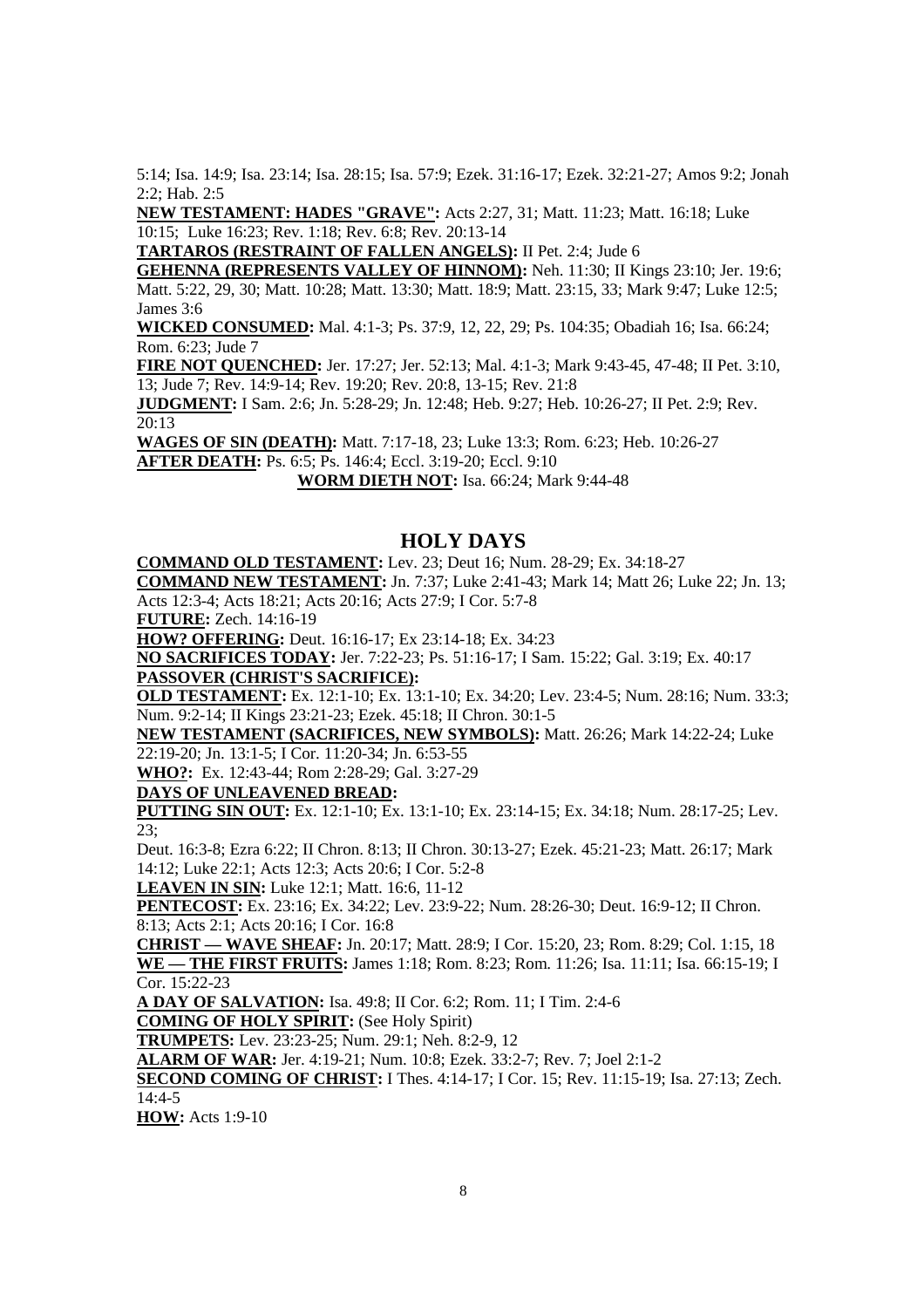5:14; Isa. 14:9; Isa. 23:14; Isa. 28:15; Isa. 57:9; Ezek. 31:16-17; Ezek. 32:21-27; Amos 9:2; Jonah 2:2; Hab. 2:5

**NEW TESTAMENT: HADES "GRAVE":** Acts 2:27, 31; Matt. 11:23; Matt. 16:18; Luke 10:15; Luke 16:23; Rev. 1:18; Rev. 6:8; Rev. 20:13-14

**TARTAROS (RESTRAINT OF FALLEN ANGELS):** II Pet. 2:4; Jude 6

**GEHENNA (REPRESENTS VALLEY OF HINNOM):** Neh. 11:30; II Kings 23:10; Jer. 19:6; Matt. 5:22, 29, 30; Matt. 10:28; Matt. 13:30; Matt. 18:9; Matt. 23:15, 33; Mark 9:47; Luke 12:5; James 3:6

**WICKED CONSUMED:** Mal. 4:1-3; Ps. 37:9, 12, 22, 29; Ps. 104:35; Obadiah 16; Isa. 66:24; Rom. 6:23; Jude 7

**FIRE NOT QUENCHED:** Jer. 17:27; Jer. 52:13; Mal. 4:1-3; Mark 9:43-45, 47-48; II Pet. 3:10, 13; Jude 7; Rev. 14:9-14; Rev. 19:20; Rev. 20:8, 13-15; Rev. 21:8

**JUDGMENT:** I Sam. 2:6; Jn. 5:28-29; Jn. 12:48; Heb. 9:27; Heb. 10:26-27; II Pet. 2:9; Rev. 20:13

**WAGES OF SIN (DEATH):** Matt. 7:17-18, 23; Luke 13:3; Rom. 6:23; Heb. 10:26-27

**AFTER DEATH:** Ps. 6:5; Ps. 146:4; Eccl. 3:19-20; Eccl. 9:10

**WORM DIETH NOT:** Isa. 66:24; Mark 9:44-48

## HOLY DAYS

**COMMAND OLD TESTAMENT:** Lev. 23; Deut 16; Num. 28-29; Ex. 34:18-27

**COMMAND NEW TESTAMENT:** Jn. 7:37; Luke 2:41-43; Mark 14; Matt 26; Luke 22; Jn. 13; Acts 12:3-4; Acts 18:21; Acts 20:16; Acts 27:9; I Cor. 5:7-8

**FUTURE:** Zech. 14:16-19

**HOW? OFFERING:** Deut. 16:16-17; Ex 23:14-18; Ex. 34:23

**NO SACRIFICES TODAY:** Jer. 7:22-23; Ps. 51:16-17; I Sam. 15:22; Gal. 3:19; Ex. 40:17

**PASSOVER (CHRIST'S SACRIFICE):**

**OLD TESTAMENT:** Ex. 12:1-10; Ex. 13:1-10; Ex. 34:20; Lev. 23:4-5; Num. 28:16; Num. 33:3; Num. 9:2-14; II Kings 23:21-23; Ezek. 45:18; II Chron. 30:1-5

**NEW TESTAMENT (SACRIFICES, NEW SYMBOLS):** Matt. 26:26; Mark 14:22-24; Luke 22:19-20; Jn. 13:1-5; I Cor. 11:20-34; Jn. 6:53-55

**WHO?:** Ex. 12:43-44; Rom 2:28-29; Gal. 3:27-29

**DAYS OF UNLEAVENED BREAD:**

**PUTTING SIN OUT:** Ex. 12:1-10; Ex. 13:1-10; Ex. 23:14-15; Ex. 34:18; Num. 28:17-25; Lev. 23;

Deut. 16:3-8; Ezra 6:22; II Chron. 8:13; II Chron. 30:13-27; Ezek. 45:21-23; Matt. 26:17; Mark 14:12; Luke 22:1; Acts 12:3; Acts 20:6; I Cor. 5:2-8

**LEAVEN IN SIN:** Luke 12:1; Matt. 16:6, 11-12

**PENTECOST:** Ex. 23:16; Ex. 34:22; Lev. 23:9-22; Num. 28:26-30; Deut. 16:9-12; II Chron. 8:13; Acts 2:1; Acts 20:16; I Cor. 16:8

**CHRIST — WAVE SHEAF:** Jn. 20:17; Matt. 28:9; I Cor. 15:20, 23; Rom. 8:29; Col. 1:15, 18

**WE — THE FIRST FRUITS:** James 1:18; Rom. 8:23; Rom. 11:26; Isa. 11:11; Isa. 66:15-19; I Cor. 15:22-23

**A DAY OF SALVATION:** Isa. 49:8; II Cor. 6:2; Rom. 11; I Tim. 2:4-6

**COMING OF HOLY SPIRIT:** (See Holy Spirit)

**TRUMPETS:** Lev. 23:23-25; Num. 29:1; Neh. 8:2-9, 12

**ALARM OF WAR:** Jer. 4:19-21; Num. 10:8; Ezek. 33:2-7; Rev. 7; Joel 2:1-2

**SECOND COMING OF CHRIST:** I Thes. 4:14-17; I Cor. 15; Rev. 11:15-19; Isa. 27:13; Zech. 14:4-5

**HOW:** Acts 1:9-10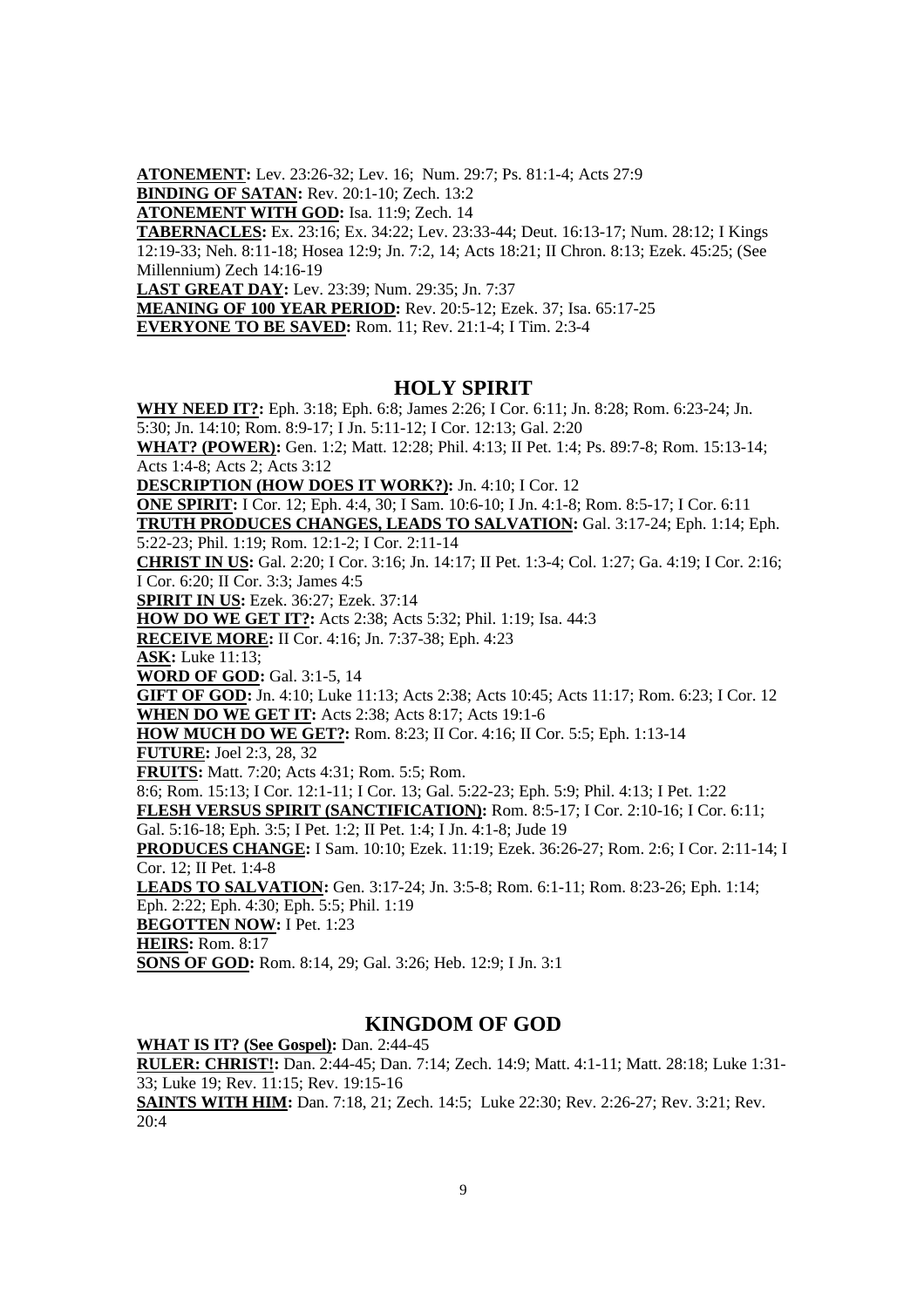**ATONEMENT:** Lev. 23:26-32; Lev. 16; Num. 29:7; Ps. 81:1-4; Acts 27:9
**BINDING OF SATAN:** Rev. 20:1-10; Zech. 13:2
**ATONEMENT WITH GOD:** Isa. 11:9; Zech. 14
**TABERNACLES:** Ex. 23:16; Ex. 34:22; Lev. 23:33-44; Deut. 16:13-17; Num. 28:12; I Kings 12:19-33; Neh. 8:11-18; Hosea 12:9; Jn. 7:2, 14; Acts 18:21; II Chron. 8:13; Ezek. 45:25; (See Millennium) Zech 14:16-19
**LAST GREAT DAY:** Lev. 23:39; Num. 29:35; Jn. 7:37
**MEANING OF 100 YEAR PERIOD:** Rev. 20:5-12; Ezek. 37; Isa. 65:17-25
**EVERYONE TO BE SAVED:** Rom. 11; Rev. 21:1-4; I Tim. 2:3-4

## HOLY SPIRIT

**WHY NEED IT?:** Eph. 3:18; Eph. 6:8; James 2:26; I Cor. 6:11; Jn. 8:28; Rom. 6:23-24; Jn. 5:30; Jn. 14:10; Rom. 8:9-17; I Jn. 5:11-12; I Cor. 12:13; Gal. 2:20
**WHAT? (POWER):** Gen. 1:2; Matt. 12:28; Phil. 4:13; II Pet. 1:4; Ps. 89:7-8; Rom. 15:13-14; Acts 1:4-8; Acts 2; Acts 3:12
**DESCRIPTION (HOW DOES IT WORK?):** Jn. 4:10; I Cor. 12
**ONE SPIRIT:** I Cor. 12; Eph. 4:4, 30; I Sam. 10:6-10; I Jn. 4:1-8; Rom. 8:5-17; I Cor. 6:11
**TRUTH PRODUCES CHANGES, LEADS TO SALVATION:** Gal. 3:17-24; Eph. 1:14; Eph. 5:22-23; Phil. 1:19; Rom. 12:1-2; I Cor. 2:11-14
**CHRIST IN US:** Gal. 2:20; I Cor. 3:16; Jn. 14:17; II Pet. 1:3-4; Col. 1:27; Ga. 4:19; I Cor. 2:16; I Cor. 6:20; II Cor. 3:3; James 4:5
**SPIRIT IN US:** Ezek. 36:27; Ezek. 37:14
**HOW DO WE GET IT?:** Acts 2:38; Acts 5:32; Phil. 1:19; Isa. 44:3
**RECEIVE MORE:** II Cor. 4:16; Jn. 7:37-38; Eph. 4:23
**ASK:** Luke 11:13;
**WORD OF GOD:** Gal. 3:1-5, 14
**GIFT OF GOD:** Jn. 4:10; Luke 11:13; Acts 2:38; Acts 10:45; Acts 11:17; Rom. 6:23; I Cor. 12
**WHEN DO WE GET IT:** Acts 2:38; Acts 8:17; Acts 19:1-6
**HOW MUCH DO WE GET?:** Rom. 8:23; II Cor. 4:16; II Cor. 5:5; Eph. 1:13-14
**FUTURE:** Joel 2:3, 28, 32
**FRUITS:** Matt. 7:20; Acts 4:31; Rom. 5:5; Rom. 8:6; Rom. 15:13; I Cor. 12:1-11; I Cor. 13; Gal. 5:22-23; Eph. 5:9; Phil. 4:13; I Pet. 1:22
**FLESH VERSUS SPIRIT (SANCTIFICATION):** Rom. 8:5-17; I Cor. 2:10-16; I Cor. 6:11; Gal. 5:16-18; Eph. 3:5; I Pet. 1:2; II Pet. 1:4; I Jn. 4:1-8; Jude 19
**PRODUCES CHANGE:** I Sam. 10:10; Ezek. 11:19; Ezek. 36:26-27; Rom. 2:6; I Cor. 2:11-14; I Cor. 12; II Pet. 1:4-8
**LEADS TO SALVATION:** Gen. 3:17-24; Jn. 3:5-8; Rom. 6:1-11; Rom. 8:23-26; Eph. 1:14; Eph. 2:22; Eph. 4:30; Eph. 5:5; Phil. 1:19
**BEGOTTEN NOW:** I Pet. 1:23
**HEIRS:** Rom. 8:17
**SONS OF GOD:** Rom. 8:14, 29; Gal. 3:26; Heb. 12:9; I Jn. 3:1

## KINGDOM OF GOD

**WHAT IS IT? (See Gospel):** Dan. 2:44-45
**RULER: CHRIST!:** Dan. 2:44-45; Dan. 7:14; Zech. 14:9; Matt. 4:1-11; Matt. 28:18; Luke 1:31-33; Luke 19; Rev. 11:15; Rev. 19:15-16
**SAINTS WITH HIM:** Dan. 7:18, 21; Zech. 14:5; Luke 22:30; Rev. 2:26-27; Rev. 3:21; Rev. 20:4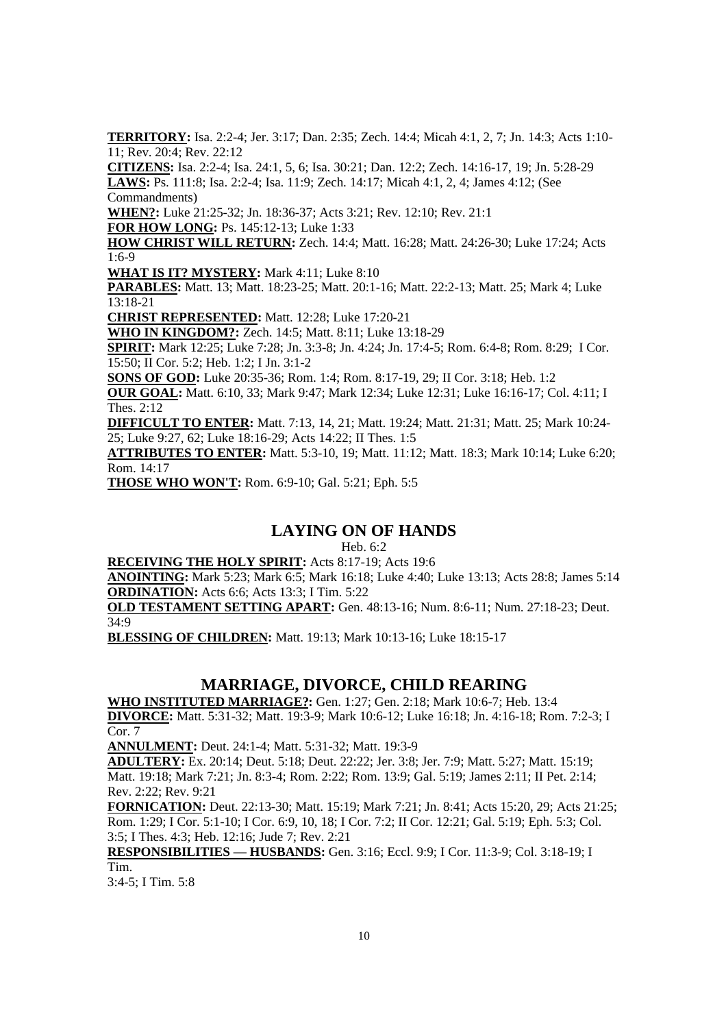**TERRITORY:** Isa. 2:2-4; Jer. 3:17; Dan. 2:35; Zech. 14:4; Micah 4:1, 2, 7; Jn. 14:3; Acts 1:10-11; Rev. 20:4; Rev. 22:12

**CITIZENS:** Isa. 2:2-4; Isa. 24:1, 5, 6; Isa. 30:21; Dan. 12:2; Zech. 14:16-17, 19; Jn. 5:28-29

**LAWS:** Ps. 111:8; Isa. 2:2-4; Isa. 11:9; Zech. 14:17; Micah 4:1, 2, 4; James 4:12; (See Commandments)

**WHEN?:** Luke 21:25-32; Jn. 18:36-37; Acts 3:21; Rev. 12:10; Rev. 21:1

**FOR HOW LONG:** Ps. 145:12-13; Luke 1:33

**HOW CHRIST WILL RETURN:** Zech. 14:4; Matt. 16:28; Matt. 24:26-30; Luke 17:24; Acts 1:6-9

**WHAT IS IT? MYSTERY:** Mark 4:11; Luke 8:10

**PARABLES:** Matt. 13; Matt. 18:23-25; Matt. 20:1-16; Matt. 22:2-13; Matt. 25; Mark 4; Luke 13:18-21

**CHRIST REPRESENTED:** Matt. 12:28; Luke 17:20-21

**WHO IN KINGDOM?:** Zech. 14:5; Matt. 8:11; Luke 13:18-29

**SPIRIT:** Mark 12:25; Luke 7:28; Jn. 3:3-8; Jn. 4:24; Jn. 17:4-5; Rom. 6:4-8; Rom. 8:29; I Cor. 15:50; II Cor. 5:2; Heb. 1:2; I Jn. 3:1-2

**SONS OF GOD:** Luke 20:35-36; Rom. 1:4; Rom. 8:17-19, 29; II Cor. 3:18; Heb. 1:2

**OUR GOAL:** Matt. 6:10, 33; Mark 9:47; Mark 12:34; Luke 12:31; Luke 16:16-17; Col. 4:11; I Thes. 2:12

**DIFFICULT TO ENTER:** Matt. 7:13, 14, 21; Matt. 19:24; Matt. 21:31; Matt. 25; Mark 10:24-25; Luke 9:27, 62; Luke 18:16-29; Acts 14:22; II Thes. 1:5

**ATTRIBUTES TO ENTER:** Matt. 5:3-10, 19; Matt. 11:12; Matt. 18:3; Mark 10:14; Luke 6:20; Rom. 14:17

**THOSE WHO WON'T:** Rom. 6:9-10; Gal. 5:21; Eph. 5:5

## LAYING ON OF HANDS

Heb. 6:2

**RECEIVING THE HOLY SPIRIT:** Acts 8:17-19; Acts 19:6

**ANOINTING:** Mark 5:23; Mark 6:5; Mark 16:18; Luke 4:40; Luke 13:13; Acts 28:8; James 5:14

**ORDINATION:** Acts 6:6; Acts 13:3; I Tim. 5:22

**OLD TESTAMENT SETTING APART:** Gen. 48:13-16; Num. 8:6-11; Num. 27:18-23; Deut. 34:9

**BLESSING OF CHILDREN:** Matt. 19:13; Mark 10:13-16; Luke 18:15-17

## MARRIAGE, DIVORCE, CHILD REARING

**WHO INSTITUTED MARRIAGE?:** Gen. 1:27; Gen. 2:18; Mark 10:6-7; Heb. 13:4

**DIVORCE:** Matt. 5:31-32; Matt. 19:3-9; Mark 10:6-12; Luke 16:18; Jn. 4:16-18; Rom. 7:2-3; I Cor. 7

**ANNULMENT:** Deut. 24:1-4; Matt. 5:31-32; Matt. 19:3-9

**ADULTERY:** Ex. 20:14; Deut. 5:18; Deut. 22:22; Jer. 3:8; Jer. 7:9; Matt. 5:27; Matt. 15:19; Matt. 19:18; Mark 7:21; Jn. 8:3-4; Rom. 2:22; Rom. 13:9; Gal. 5:19; James 2:11; II Pet. 2:14; Rev. 2:22; Rev. 9:21

**FORNICATION:** Deut. 22:13-30; Matt. 15:19; Mark 7:21; Jn. 8:41; Acts 15:20, 29; Acts 21:25; Rom. 1:29; I Cor. 5:1-10; I Cor. 6:9, 10, 18; I Cor. 7:2; II Cor. 12:21; Gal. 5:19; Eph. 5:3; Col. 3:5; I Thes. 4:3; Heb. 12:16; Jude 7; Rev. 2:21

**RESPONSIBILITIES — HUSBANDS:** Gen. 3:16; Eccl. 9:9; I Cor. 11:3-9; Col. 3:18-19; I Tim. 3:4-5; I Tim. 5:8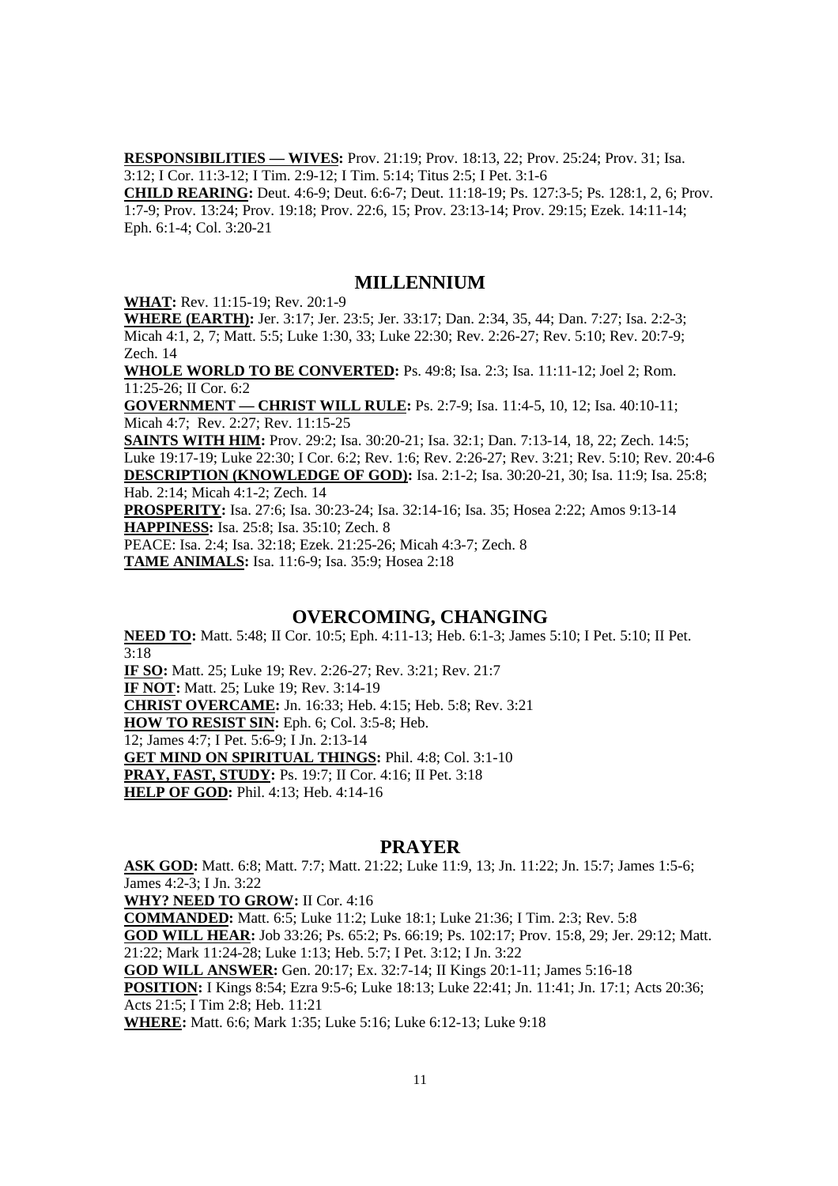**RESPONSIBILITIES — WIVES:** Prov. 21:19; Prov. 18:13, 22; Prov. 25:24; Prov. 31; Isa. 3:12; I Cor. 11:3-12; I Tim. 2:9-12; I Tim. 5:14; Titus 2:5; I Pet. 3:1-6

**CHILD REARING:** Deut. 4:6-9; Deut. 6:6-7; Deut. 11:18-19; Ps. 127:3-5; Ps. 128:1, 2, 6; Prov. 1:7-9; Prov. 13:24; Prov. 19:18; Prov. 22:6, 15; Prov. 23:13-14; Prov. 29:15; Ezek. 14:11-14; Eph. 6:1-4; Col. 3:20-21

## MILLENNIUM

**WHAT:** Rev. 11:15-19; Rev. 20:1-9

**WHERE (EARTH):** Jer. 3:17; Jer. 23:5; Jer. 33:17; Dan. 2:34, 35, 44; Dan. 7:27; Isa. 2:2-3; Micah 4:1, 2, 7; Matt. 5:5; Luke 1:30, 33; Luke 22:30; Rev. 2:26-27; Rev. 5:10; Rev. 20:7-9; Zech. 14

**WHOLE WORLD TO BE CONVERTED:** Ps. 49:8; Isa. 2:3; Isa. 11:11-12; Joel 2; Rom. 11:25-26; II Cor. 6:2

**GOVERNMENT — CHRIST WILL RULE:** Ps. 2:7-9; Isa. 11:4-5, 10, 12; Isa. 40:10-11; Micah 4:7; Rev. 2:27; Rev. 11:15-25

**SAINTS WITH HIM:** Prov. 29:2; Isa. 30:20-21; Isa. 32:1; Dan. 7:13-14, 18, 22; Zech. 14:5; Luke 19:17-19; Luke 22:30; I Cor. 6:2; Rev. 1:6; Rev. 2:26-27; Rev. 3:21; Rev. 5:10; Rev. 20:4-6

**DESCRIPTION (KNOWLEDGE OF GOD):** Isa. 2:1-2; Isa. 30:20-21, 30; Isa. 11:9; Isa. 25:8; Hab. 2:14; Micah 4:1-2; Zech. 14

**PROSPERITY:** Isa. 27:6; Isa. 30:23-24; Isa. 32:14-16; Isa. 35; Hosea 2:22; Amos 9:13-14

**HAPPINESS:** Isa. 25:8; Isa. 35:10; Zech. 8

PEACE: Isa. 2:4; Isa. 32:18; Ezek. 21:25-26; Micah 4:3-7; Zech. 8

**TAME ANIMALS:** Isa. 11:6-9; Isa. 35:9; Hosea 2:18

## OVERCOMING, CHANGING

**NEED TO:** Matt. 5:48; II Cor. 10:5; Eph. 4:11-13; Heb. 6:1-3; James 5:10; I Pet. 5:10; II Pet. 3:18

**IF SO:** Matt. 25; Luke 19; Rev. 2:26-27; Rev. 3:21; Rev. 21:7

**IF NOT:** Matt. 25; Luke 19; Rev. 3:14-19

**CHRIST OVERCAME:** Jn. 16:33; Heb. 4:15; Heb. 5:8; Rev. 3:21

**HOW TO RESIST SIN:** Eph. 6; Col. 3:5-8; Heb. 12; James 4:7; I Pet. 5:6-9; I Jn. 2:13-14

**GET MIND ON SPIRITUAL THINGS:** Phil. 4:8; Col. 3:1-10

**PRAY, FAST, STUDY:** Ps. 19:7; II Cor. 4:16; II Pet. 3:18

**HELP OF GOD:** Phil. 4:13; Heb. 4:14-16

## PRAYER

**ASK GOD:** Matt. 6:8; Matt. 7:7; Matt. 21:22; Luke 11:9, 13; Jn. 11:22; Jn. 15:7; James 1:5-6; James 4:2-3; I Jn. 3:22

**WHY? NEED TO GROW:** II Cor. 4:16

**COMMANDED:** Matt. 6:5; Luke 11:2; Luke 18:1; Luke 21:36; I Tim. 2:3; Rev. 5:8

**GOD WILL HEAR:** Job 33:26; Ps. 65:2; Ps. 66:19; Ps. 102:17; Prov. 15:8, 29; Jer. 29:12; Matt. 21:22; Mark 11:24-28; Luke 1:13; Heb. 5:7; I Pet. 3:12; I Jn. 3:22

**GOD WILL ANSWER:** Gen. 20:17; Ex. 32:7-14; II Kings 20:1-11; James 5:16-18

**POSITION:** I Kings 8:54; Ezra 9:5-6; Luke 18:13; Luke 22:41; Jn. 11:41; Jn. 17:1; Acts 20:36; Acts 21:5; I Tim 2:8; Heb. 11:21

**WHERE:** Matt. 6:6; Mark 1:35; Luke 5:16; Luke 6:12-13; Luke 9:18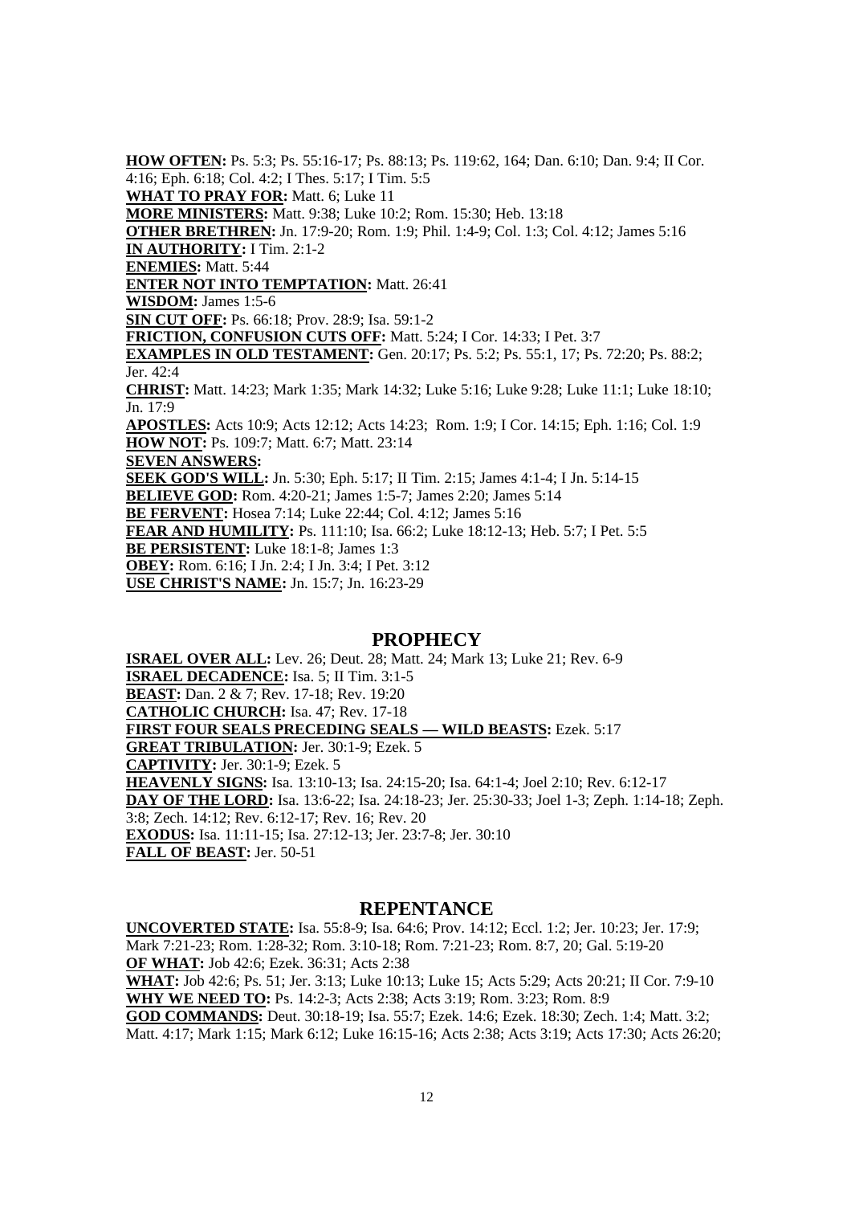**HOW OFTEN:** Ps. 5:3; Ps. 55:16-17; Ps. 88:13; Ps. 119:62, 164; Dan. 6:10; Dan. 9:4; II Cor. 4:16; Eph. 6:18; Col. 4:2; I Thes. 5:17; I Tim. 5:5

**WHAT TO PRAY FOR:** Matt. 6; Luke 11

**MORE MINISTERS:** Matt. 9:38; Luke 10:2; Rom. 15:30; Heb. 13:18

**OTHER BRETHREN:** Jn. 17:9-20; Rom. 1:9; Phil. 1:4-9; Col. 1:3; Col. 4:12; James 5:16

**IN AUTHORITY:** I Tim. 2:1-2

**ENEMIES:** Matt. 5:44

**ENTER NOT INTO TEMPTATION:** Matt. 26:41

**WISDOM:** James 1:5-6

**SIN CUT OFF:** Ps. 66:18; Prov. 28:9; Isa. 59:1-2

**FRICTION, CONFUSION CUTS OFF:** Matt. 5:24; I Cor. 14:33; I Pet. 3:7

**EXAMPLES IN OLD TESTAMENT:** Gen. 20:17; Ps. 5:2; Ps. 55:1, 17; Ps. 72:20; Ps. 88:2; Jer. 42:4

**CHRIST:** Matt. 14:23; Mark 1:35; Mark 14:32; Luke 5:16; Luke 9:28; Luke 11:1; Luke 18:10; Jn. 17:9

**APOSTLES:** Acts 10:9; Acts 12:12; Acts 14:23; Rom. 1:9; I Cor. 14:15; Eph. 1:16; Col. 1:9

**HOW NOT:** Ps. 109:7; Matt. 6:7; Matt. 23:14

**SEVEN ANSWERS:**

**SEEK GOD'S WILL:** Jn. 5:30; Eph. 5:17; II Tim. 2:15; James 4:1-4; I Jn. 5:14-15

**BELIEVE GOD:** Rom. 4:20-21; James 1:5-7; James 2:20; James 5:14

**BE FERVENT:** Hosea 7:14; Luke 22:44; Col. 4:12; James 5:16

**FEAR AND HUMILITY:** Ps. 111:10; Isa. 66:2; Luke 18:12-13; Heb. 5:7; I Pet. 5:5

**BE PERSISTENT:** Luke 18:1-8; James 1:3

**OBEY:** Rom. 6:16; I Jn. 2:4; I Jn. 3:4; I Pet. 3:12

**USE CHRIST'S NAME:** Jn. 15:7; Jn. 16:23-29

## PROPHECY

**ISRAEL OVER ALL:** Lev. 26; Deut. 28; Matt. 24; Mark 13; Luke 21; Rev. 6-9

**ISRAEL DECADENCE:** Isa. 5; II Tim. 3:1-5

**BEAST:** Dan. 2 & 7; Rev. 17-18; Rev. 19:20

**CATHOLIC CHURCH:** Isa. 47; Rev. 17-18

**FIRST FOUR SEALS PRECEDING SEALS — WILD BEASTS:** Ezek. 5:17

**GREAT TRIBULATION:** Jer. 30:1-9; Ezek. 5

**CAPTIVITY:** Jer. 30:1-9; Ezek. 5

**HEAVENLY SIGNS:** Isa. 13:10-13; Isa. 24:15-20; Isa. 64:1-4; Joel 2:10; Rev. 6:12-17

**DAY OF THE LORD:** Isa. 13:6-22; Isa. 24:18-23; Jer. 25:30-33; Joel 1-3; Zeph. 1:14-18; Zeph. 3:8; Zech. 14:12; Rev. 6:12-17; Rev. 16; Rev. 20

**EXODUS:** Isa. 11:11-15; Isa. 27:12-13; Jer. 23:7-8; Jer. 30:10

**FALL OF BEAST:** Jer. 50-51

## REPENTANCE

**UNCOVERTED STATE:** Isa. 55:8-9; Isa. 64:6; Prov. 14:12; Eccl. 1:2; Jer. 10:23; Jer. 17:9; Mark 7:21-23; Rom. 1:28-32; Rom. 3:10-18; Rom. 7:21-23; Rom. 8:7, 20; Gal. 5:19-20

**OF WHAT:** Job 42:6; Ezek. 36:31; Acts 2:38

**WHAT:** Job 42:6; Ps. 51; Jer. 3:13; Luke 10:13; Luke 15; Acts 5:29; Acts 20:21; II Cor. 7:9-10

**WHY WE NEED TO:** Ps. 14:2-3; Acts 2:38; Acts 3:19; Rom. 3:23; Rom. 8:9

**GOD COMMANDS:** Deut. 30:18-19; Isa. 55:7; Ezek. 14:6; Ezek. 18:30; Zech. 1:4; Matt. 3:2; Matt. 4:17; Mark 1:15; Mark 6:12; Luke 16:15-16; Acts 2:38; Acts 3:19; Acts 17:30; Acts 26:20;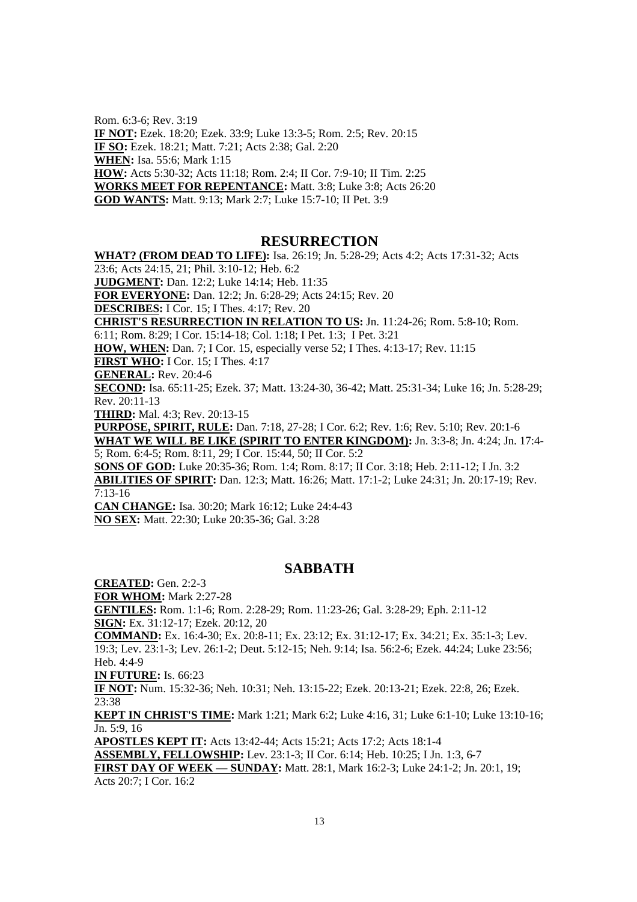Rom. 6:3-6; Rev. 3:19

**IF NOT:** Ezek. 18:20; Ezek. 33:9; Luke 13:3-5; Rom. 2:5; Rev. 20:15

**IF SO:** Ezek. 18:21; Matt. 7:21; Acts 2:38; Gal. 2:20

**WHEN:** Isa. 55:6; Mark 1:15

**HOW:** Acts 5:30-32; Acts 11:18; Rom. 2:4; II Cor. 7:9-10; II Tim. 2:25

**WORKS MEET FOR REPENTANCE:** Matt. 3:8; Luke 3:8; Acts 26:20

**GOD WANTS:** Matt. 9:13; Mark 2:7; Luke 15:7-10; II Pet. 3:9

## RESURRECTION

**WHAT? (FROM DEAD TO LIFE):** Isa. 26:19; Jn. 5:28-29; Acts 4:2; Acts 17:31-32; Acts 23:6; Acts 24:15, 21; Phil. 3:10-12; Heb. 6:2

**JUDGMENT:** Dan. 12:2; Luke 14:14; Heb. 11:35

**FOR EVERYONE:** Dan. 12:2; Jn. 6:28-29; Acts 24:15; Rev. 20

**DESCRIBES:** I Cor. 15; I Thes. 4:17; Rev. 20

**CHRIST'S RESURRECTION IN RELATION TO US:** Jn. 11:24-26; Rom. 5:8-10; Rom. 6:11; Rom. 8:29; I Cor. 15:14-18; Col. 1:18; I Pet. 1:3; I Pet. 3:21

**HOW, WHEN:** Dan. 7; I Cor. 15, especially verse 52; I Thes. 4:13-17; Rev. 11:15

**FIRST WHO:** I Cor. 15; I Thes. 4:17

**GENERAL:** Rev. 20:4-6

**SECOND:** Isa. 65:11-25; Ezek. 37; Matt. 13:24-30, 36-42; Matt. 25:31-34; Luke 16; Jn. 5:28-29; Rev. 20:11-13

**THIRD:** Mal. 4:3; Rev. 20:13-15

**PURPOSE, SPIRIT, RULE:** Dan. 7:18, 27-28; I Cor. 6:2; Rev. 1:6; Rev. 5:10; Rev. 20:1-6

**WHAT WE WILL BE LIKE (SPIRIT TO ENTER KINGDOM):** Jn. 3:3-8; Jn. 4:24; Jn. 17:4-5; Rom. 6:4-5; Rom. 8:11, 29; I Cor. 15:44, 50; II Cor. 5:2

**SONS OF GOD:** Luke 20:35-36; Rom. 1:4; Rom. 8:17; II Cor. 3:18; Heb. 2:11-12; I Jn. 3:2

**ABILITIES OF SPIRIT:** Dan. 12:3; Matt. 16:26; Matt. 17:1-2; Luke 24:31; Jn. 20:17-19; Rev. 7:13-16

**CAN CHANGE:** Isa. 30:20; Mark 16:12; Luke 24:4-43

**NO SEX:** Matt. 22:30; Luke 20:35-36; Gal. 3:28

## SABBATH

**CREATED:** Gen. 2:2-3

**FOR WHOM:** Mark 2:27-28

**GENTILES:** Rom. 1:1-6; Rom. 2:28-29; Rom. 11:23-26; Gal. 3:28-29; Eph. 2:11-12

**SIGN:** Ex. 31:12-17; Ezek. 20:12, 20

**COMMAND:** Ex. 16:4-30; Ex. 20:8-11; Ex. 23:12; Ex. 31:12-17; Ex. 34:21; Ex. 35:1-3; Lev. 19:3; Lev. 23:1-3; Lev. 26:1-2; Deut. 5:12-15; Neh. 9:14; Isa. 56:2-6; Ezek. 44:24; Luke 23:56; Heb. 4:4-9

**IN FUTURE:** Is. 66:23

**IF NOT:** Num. 15:32-36; Neh. 10:31; Neh. 13:15-22; Ezek. 20:13-21; Ezek. 22:8, 26; Ezek. 23:38

**KEPT IN CHRIST'S TIME:** Mark 1:21; Mark 6:2; Luke 4:16, 31; Luke 6:1-10; Luke 13:10-16; Jn. 5:9, 16

**APOSTLES KEPT IT:** Acts 13:42-44; Acts 15:21; Acts 17:2; Acts 18:1-4

**ASSEMBLY, FELLOWSHIP:** Lev. 23:1-3; II Cor. 6:14; Heb. 10:25; I Jn. 1:3, 6-7

**FIRST DAY OF WEEK — SUNDAY:** Matt. 28:1, Mark 16:2-3; Luke 24:1-2; Jn. 20:1, 19; Acts 20:7; I Cor. 16:2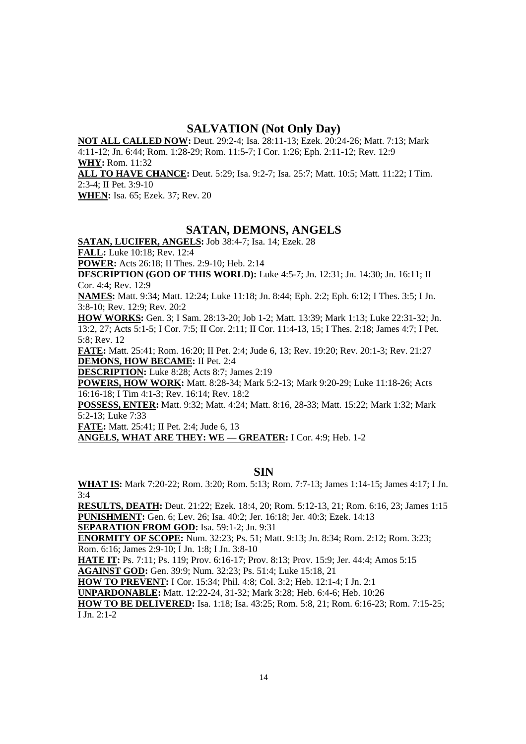## SALVATION (Not Only Day)

**NOT ALL CALLED NOW:** Deut. 29:2-4; Isa. 28:11-13; Ezek. 20:24-26; Matt. 7:13; Mark 4:11-12; Jn. 6:44; Rom. 1:28-29; Rom. 11:5-7; I Cor. 1:26; Eph. 2:11-12; Rev. 12:9

**WHY:** Rom. 11:32

**ALL TO HAVE CHANCE:** Deut. 5:29; Isa. 9:2-7; Isa. 25:7; Matt. 10:5; Matt. 11:22; I Tim. 2:3-4; II Pet. 3:9-10

**WHEN:** Isa. 65; Ezek. 37; Rev. 20

## SATAN, DEMONS, ANGELS

**SATAN, LUCIFER, ANGELS:** Job 38:4-7; Isa. 14; Ezek. 28

**FALL:** Luke 10:18; Rev. 12:4

**POWER:** Acts 26:18; II Thes. 2:9-10; Heb. 2:14

**DESCRIPTION (GOD OF THIS WORLD):** Luke 4:5-7; Jn. 12:31; Jn. 14:30; Jn. 16:11; II Cor. 4:4; Rev. 12:9

**NAMES:** Matt. 9:34; Matt. 12:24; Luke 11:18; Jn. 8:44; Eph. 2:2; Eph. 6:12; I Thes. 3:5; I Jn. 3:8-10; Rev. 12:9; Rev. 20:2

**HOW WORKS:** Gen. 3; I Sam. 28:13-20; Job 1-2; Matt. 13:39; Mark 1:13; Luke 22:31-32; Jn. 13:2, 27; Acts 5:1-5; I Cor. 7:5; II Cor. 2:11; II Cor. 11:4-13, 15; I Thes. 2:18; James 4:7; I Pet. 5:8; Rev. 12

**FATE:** Matt. 25:41; Rom. 16:20; II Pet. 2:4; Jude 6, 13; Rev. 19:20; Rev. 20:1-3; Rev. 21:27

**DEMONS, HOW BECAME:** II Pet. 2:4

**DESCRIPTION:** Luke 8:28; Acts 8:7; James 2:19

**POWERS, HOW WORK:** Matt. 8:28-34; Mark 5:2-13; Mark 9:20-29; Luke 11:18-26; Acts 16:16-18; I Tim 4:1-3; Rev. 16:14; Rev. 18:2

**POSSESS, ENTER:** Matt. 9:32; Matt. 4:24; Matt. 8:16, 28-33; Matt. 15:22; Mark 1:32; Mark 5:2-13; Luke 7:33

**FATE:** Matt. 25:41; II Pet. 2:4; Jude 6, 13

**ANGELS, WHAT ARE THEY: WE — GREATER:** I Cor. 4:9; Heb. 1-2

## SIN

**WHAT IS:** Mark 7:20-22; Rom. 3:20; Rom. 5:13; Rom. 7:7-13; James 1:14-15; James 4:17; I Jn. 3:4

**RESULTS, DEATH:** Deut. 21:22; Ezek. 18:4, 20; Rom. 5:12-13, 21; Rom. 6:16, 23; James 1:15

**PUNISHMENT:** Gen. 6; Lev. 26; Isa. 40:2; Jer. 16:18; Jer. 40:3; Ezek. 14:13

**SEPARATION FROM GOD:** Isa. 59:1-2; Jn. 9:31

**ENORMITY OF SCOPE:** Num. 32:23; Ps. 51; Matt. 9:13; Jn. 8:34; Rom. 2:12; Rom. 3:23; Rom. 6:16; James 2:9-10; I Jn. 1:8; I Jn. 3:8-10

**HATE IT:** Ps. 7:11; Ps. 119; Prov. 6:16-17; Prov. 8:13; Prov. 15:9; Jer. 44:4; Amos 5:15

**AGAINST GOD:** Gen. 39:9; Num. 32:23; Ps. 51:4; Luke 15:18, 21

**HOW TO PREVENT:** I Cor. 15:34; Phil. 4:8; Col. 3:2; Heb. 12:1-4; I Jn. 2:1

**UNPARDONABLE:** Matt. 12:22-24, 31-32; Mark 3:28; Heb. 6:4-6; Heb. 10:26

**HOW TO BE DELIVERED:** Isa. 1:18; Isa. 43:25; Rom. 5:8, 21; Rom. 6:16-23; Rom. 7:15-25; I Jn. 2:1-2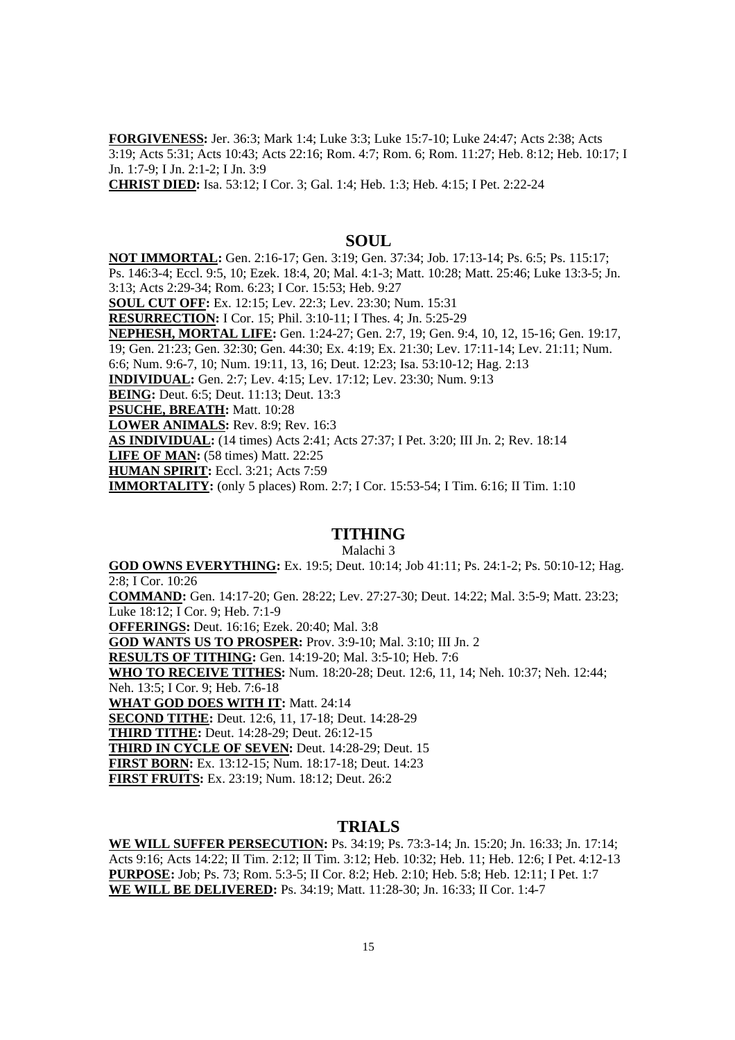**FORGIVENESS:** Jer. 36:3; Mark 1:4; Luke 3:3; Luke 15:7-10; Luke 24:47; Acts 2:38; Acts 3:19; Acts 5:31; Acts 10:43; Acts 22:16; Rom. 4:7; Rom. 6; Rom. 11:27; Heb. 8:12; Heb. 10:17; I Jn. 1:7-9; I Jn. 2:1-2; I Jn. 3:9
**CHRIST DIED:** Isa. 53:12; I Cor. 3; Gal. 1:4; Heb. 1:3; Heb. 4:15; I Pet. 2:22-24

## SOUL

**NOT IMMORTAL:** Gen. 2:16-17; Gen. 3:19; Gen. 37:34; Job. 17:13-14; Ps. 6:5; Ps. 115:17; Ps. 146:3-4; Eccl. 9:5, 10; Ezek. 18:4, 20; Mal. 4:1-3; Matt. 10:28; Matt. 25:46; Luke 13:3-5; Jn. 3:13; Acts 2:29-34; Rom. 6:23; I Cor. 15:53; Heb. 9:27
**SOUL CUT OFF:** Ex. 12:15; Lev. 22:3; Lev. 23:30; Num. 15:31
**RESURRECTION:** I Cor. 15; Phil. 3:10-11; I Thes. 4; Jn. 5:25-29
**NEPHESH, MORTAL LIFE:** Gen. 1:24-27; Gen. 2:7, 19; Gen. 9:4, 10, 12, 15-16; Gen. 19:17, 19; Gen. 21:23; Gen. 32:30; Gen. 44:30; Ex. 4:19; Ex. 21:30; Lev. 17:11-14; Lev. 21:11; Num. 6:6; Num. 9:6-7, 10; Num. 19:11, 13, 16; Deut. 12:23; Isa. 53:10-12; Hag. 2:13
**INDIVIDUAL:** Gen. 2:7; Lev. 4:15; Lev. 17:12; Lev. 23:30; Num. 9:13
**BEING:** Deut. 6:5; Deut. 11:13; Deut. 13:3
**PSUCHE, BREATH:** Matt. 10:28
**LOWER ANIMALS:** Rev. 8:9; Rev. 16:3
**AS INDIVIDUAL:** (14 times) Acts 2:41; Acts 27:37; I Pet. 3:20; III Jn. 2; Rev. 18:14
**LIFE OF MAN:** (58 times) Matt. 22:25
**HUMAN SPIRIT:** Eccl. 3:21; Acts 7:59
**IMMORTALITY:** (only 5 places) Rom. 2:7; I Cor. 15:53-54; I Tim. 6:16; II Tim. 1:10

## TITHING

Malachi 3

**GOD OWNS EVERYTHING:** Ex. 19:5; Deut. 10:14; Job 41:11; Ps. 24:1-2; Ps. 50:10-12; Hag. 2:8; I Cor. 10:26
**COMMAND:** Gen. 14:17-20; Gen. 28:22; Lev. 27:27-30; Deut. 14:22; Mal. 3:5-9; Matt. 23:23; Luke 18:12; I Cor. 9; Heb. 7:1-9
**OFFERINGS:** Deut. 16:16; Ezek. 20:40; Mal. 3:8
**GOD WANTS US TO PROSPER:** Prov. 3:9-10; Mal. 3:10; III Jn. 2
**RESULTS OF TITHING:** Gen. 14:19-20; Mal. 3:5-10; Heb. 7:6
**WHO TO RECEIVE TITHES:** Num. 18:20-28; Deut. 12:6, 11, 14; Neh. 10:37; Neh. 12:44; Neh. 13:5; I Cor. 9; Heb. 7:6-18
**WHAT GOD DOES WITH IT:** Matt. 24:14
**SECOND TITHE:** Deut. 12:6, 11, 17-18; Deut. 14:28-29
**THIRD TITHE:** Deut. 14:28-29; Deut. 26:12-15
**THIRD IN CYCLE OF SEVEN:** Deut. 14:28-29; Deut. 15
**FIRST BORN:** Ex. 13:12-15; Num. 18:17-18; Deut. 14:23
**FIRST FRUITS:** Ex. 23:19; Num. 18:12; Deut. 26:2

## TRIALS

**WE WILL SUFFER PERSECUTION:** Ps. 34:19; Ps. 73:3-14; Jn. 15:20; Jn. 16:33; Jn. 17:14; Acts 9:16; Acts 14:22; II Tim. 2:12; II Tim. 3:12; Heb. 10:32; Heb. 11; Heb. 12:6; I Pet. 4:12-13
**PURPOSE:** Job; Ps. 73; Rom. 5:3-5; II Cor. 8:2; Heb. 2:10; Heb. 5:8; Heb. 12:11; I Pet. 1:7
**WE WILL BE DELIVERED:** Ps. 34:19; Matt. 11:28-30; Jn. 16:33; II Cor. 1:4-7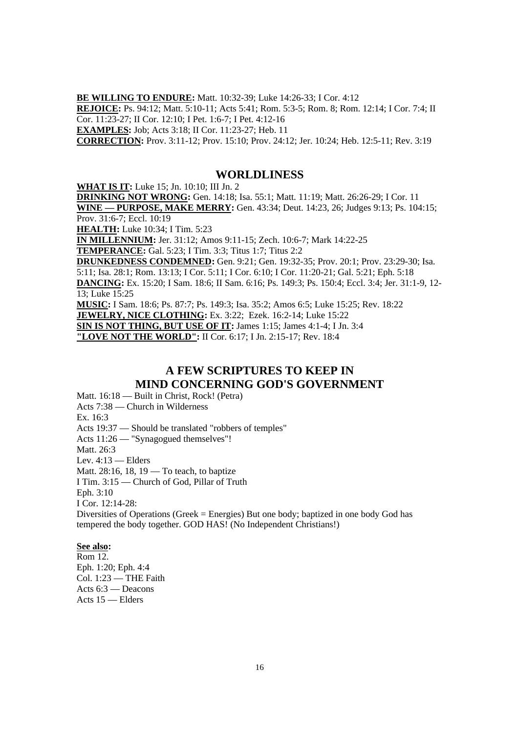**BE WILLING TO ENDURE:** Matt. 10:32-39; Luke 14:26-33; I Cor. 4:12
**REJOICE:** Ps. 94:12; Matt. 5:10-11; Acts 5:41; Rom. 5:3-5; Rom. 8; Rom. 12:14; I Cor. 7:4; II Cor. 11:23-27; II Cor. 12:10; I Pet. 1:6-7; I Pet. 4:12-16
**EXAMPLES:** Job; Acts 3:18; II Cor. 11:23-27; Heb. 11
**CORRECTION:** Prov. 3:11-12; Prov. 15:10; Prov. 24:12; Jer. 10:24; Heb. 12:5-11; Rev. 3:19

## WORLDLINESS

**WHAT IS IT:** Luke 15; Jn. 10:10; III Jn. 2
**DRINKING NOT WRONG:** Gen. 14:18; Isa. 55:1; Matt. 11:19; Matt. 26:26-29; I Cor. 11
**WINE — PURPOSE, MAKE MERRY:** Gen. 43:34; Deut. 14:23, 26; Judges 9:13; Ps. 104:15; Prov. 31:6-7; Eccl. 10:19
**HEALTH:** Luke 10:34; I Tim. 5:23
**IN MILLENNIUM:** Jer. 31:12; Amos 9:11-15; Zech. 10:6-7; Mark 14:22-25
**TEMPERANCE:** Gal. 5:23; I Tim. 3:3; Titus 1:7; Titus 2:2
**DRUNKEDNESS CONDEMNED:** Gen. 9:21; Gen. 19:32-35; Prov. 20:1; Prov. 23:29-30; Isa. 5:11; Isa. 28:1; Rom. 13:13; I Cor. 5:11; I Cor. 6:10; I Cor. 11:20-21; Gal. 5:21; Eph. 5:18
**DANCING:** Ex. 15:20; I Sam. 18:6; II Sam. 6:16; Ps. 149:3; Ps. 150:4; Eccl. 3:4; Jer. 31:1-9, 12-13; Luke 15:25
**MUSIC:** I Sam. 18:6; Ps. 87:7; Ps. 149:3; Isa. 35:2; Amos 6:5; Luke 15:25; Rev. 18:22
**JEWELRY, NICE CLOTHING:** Ex. 3:22; Ezek. 16:2-14; Luke 15:22
**SIN IS NOT THING, BUT USE OF IT:** James 1:15; James 4:1-4; I Jn. 3:4
**"LOVE NOT THE WORLD":** II Cor. 6:17; I Jn. 2:15-17; Rev. 18:4

## A FEW SCRIPTURES TO KEEP IN MIND CONCERNING GOD'S GOVERNMENT

Matt. 16:18 — Built in Christ, Rock! (Petra)
Acts 7:38 — Church in Wilderness
Ex. 16:3
Acts 19:37 — Should be translated "robbers of temples"
Acts 11:26 — "Synagogued themselves"!
Matt. 26:3
Lev. 4:13 — Elders
Matt. 28:16, 18, 19 — To teach, to baptize
I Tim. 3:15 — Church of God, Pillar of Truth
Eph. 3:10
I Cor. 12:14-28:
Diversities of Operations (Greek = Energies) But one body; baptized in one body God has tempered the body together. GOD HAS! (No Independent Christians!)

**See also:**
Rom 12.
Eph. 1:20; Eph. 4:4
Col. 1:23 — THE Faith
Acts 6:3 — Deacons
Acts 15 — Elders